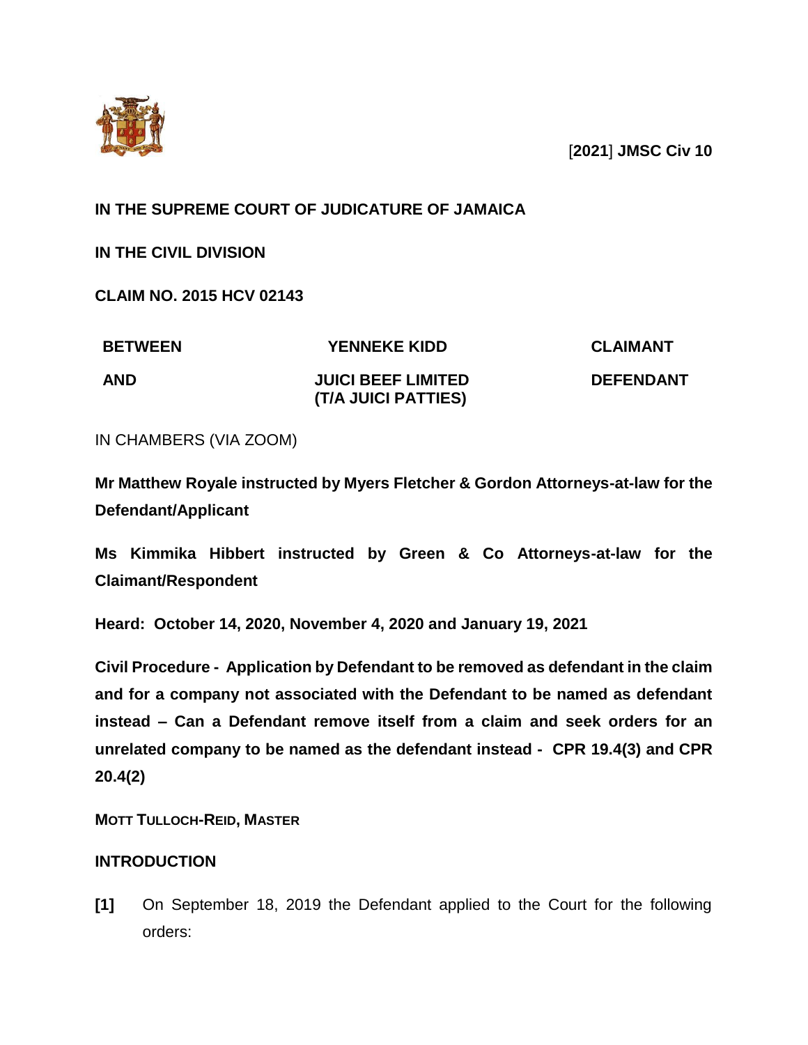[**2021**] **JMSC Civ 10**

**IN THE SUPREME COURT OF JUDICATURE OF JAMAICA**

**IN THE CIVIL DIVISION**

**CLAIM NO. 2015 HCV 02143**

| | | |
|---|---|---|
| **BETWEEN** | **YENNEKE KIDD** | **CLAIMANT** |
| **AND** | **JUICI BEEF LIMITED (T/A JUICI PATTIES)** | **DEFENDANT** |

IN CHAMBERS (VIA ZOOM)

**Mr Matthew Royale instructed by Myers Fletcher & Gordon Attorneys-at-law for the Defendant/Applicant**

**Ms Kimmika Hibbert instructed by Green & Co Attorneys-at-law for the Claimant/Respondent**

**Heard: October 14, 2020, November 4, 2020 and January 19, 2021**

**Civil Procedure - Application by Defendant to be removed as defendant in the claim and for a company not associated with the Defendant to be named as defendant instead – Can a Defendant remove itself from a claim and seek orders for an unrelated company to be named as the defendant instead - CPR 19.4(3) and CPR 20.4(2)**

**MOTT TULLOCH-REID, MASTER**

## INTRODUCTION

**[1]** On September 18, 2019 the Defendant applied to the Court for the following orders: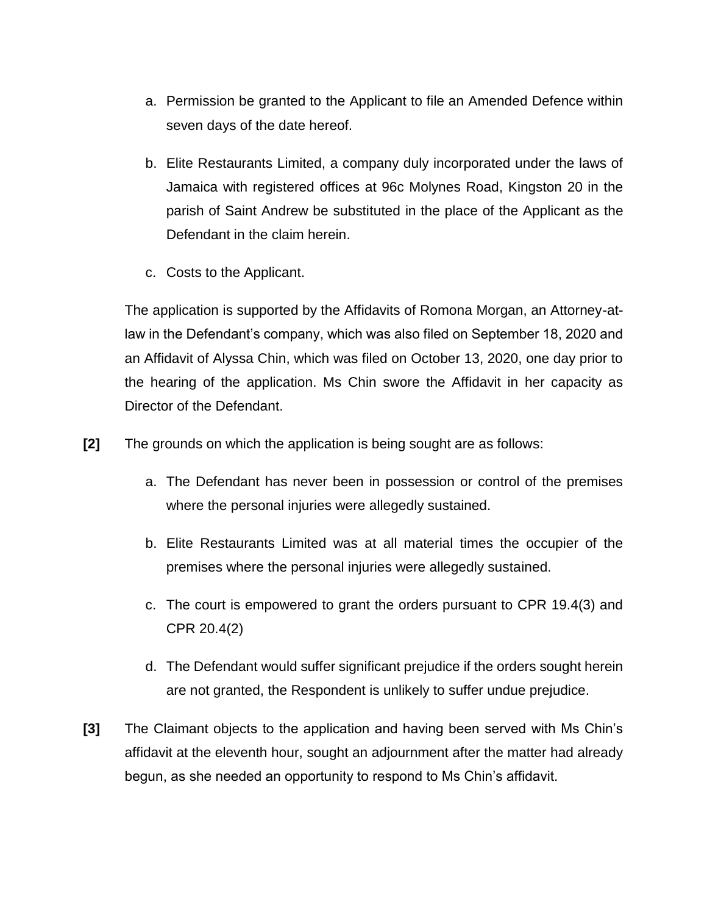a. Permission be granted to the Applicant to file an Amended Defence within seven days of the date hereof.

b. Elite Restaurants Limited, a company duly incorporated under the laws of Jamaica with registered offices at 96c Molynes Road, Kingston 20 in the parish of Saint Andrew be substituted in the place of the Applicant as the Defendant in the claim herein.

c. Costs to the Applicant.

The application is supported by the Affidavits of Romona Morgan, an Attorney-at-law in the Defendant's company, which was also filed on September 18, 2020 and an Affidavit of Alyssa Chin, which was filed on October 13, 2020, one day prior to the hearing of the application. Ms Chin swore the Affidavit in her capacity as Director of the Defendant.

**[2]** The grounds on which the application is being sought are as follows:

a. The Defendant has never been in possession or control of the premises where the personal injuries were allegedly sustained.

b. Elite Restaurants Limited was at all material times the occupier of the premises where the personal injuries were allegedly sustained.

c. The court is empowered to grant the orders pursuant to CPR 19.4(3) and CPR 20.4(2)

d. The Defendant would suffer significant prejudice if the orders sought herein are not granted, the Respondent is unlikely to suffer undue prejudice.

**[3]** The Claimant objects to the application and having been served with Ms Chin's affidavit at the eleventh hour, sought an adjournment after the matter had already begun, as she needed an opportunity to respond to Ms Chin's affidavit.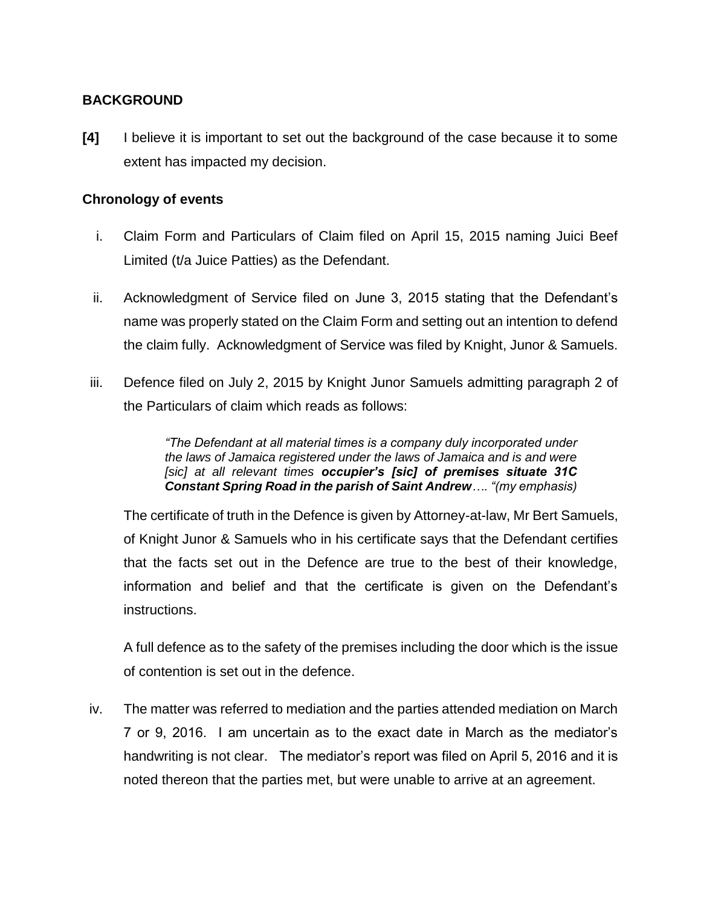## BACKGROUND

**[4]** I believe it is important to set out the background of the case because it to some extent has impacted my decision.

### Chronology of events

i. Claim Form and Particulars of Claim filed on April 15, 2015 naming Juici Beef Limited (t/a Juice Patties) as the Defendant.

ii. Acknowledgment of Service filed on June 3, 2015 stating that the Defendant's name was properly stated on the Claim Form and setting out an intention to defend the claim fully. Acknowledgment of Service was filed by Knight, Junor & Samuels.

iii. Defence filed on July 2, 2015 by Knight Junor Samuels admitting paragraph 2 of the Particulars of claim which reads as follows:

> *"The Defendant at all material times is a company duly incorporated under the laws of Jamaica registered under the laws of Jamaica and is and were [sic] at all relevant times* ***occupier's [sic] of premises situate 31C Constant Spring Road in the parish of Saint Andrew****…. "(my emphasis)*

The certificate of truth in the Defence is given by Attorney-at-law, Mr Bert Samuels, of Knight Junor & Samuels who in his certificate says that the Defendant certifies that the facts set out in the Defence are true to the best of their knowledge, information and belief and that the certificate is given on the Defendant's instructions.

A full defence as to the safety of the premises including the door which is the issue of contention is set out in the defence.

iv. The matter was referred to mediation and the parties attended mediation on March 7 or 9, 2016. I am uncertain as to the exact date in March as the mediator's handwriting is not clear. The mediator's report was filed on April 5, 2016 and it is noted thereon that the parties met, but were unable to arrive at an agreement.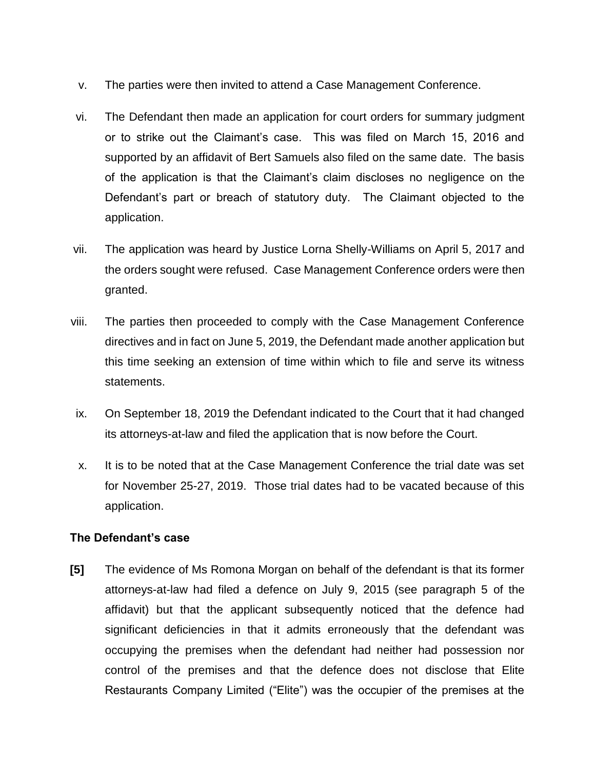v. The parties were then invited to attend a Case Management Conference.

vi. The Defendant then made an application for court orders for summary judgment or to strike out the Claimant's case. This was filed on March 15, 2016 and supported by an affidavit of Bert Samuels also filed on the same date. The basis of the application is that the Claimant's claim discloses no negligence on the Defendant's part or breach of statutory duty. The Claimant objected to the application.

vii. The application was heard by Justice Lorna Shelly-Williams on April 5, 2017 and the orders sought were refused. Case Management Conference orders were then granted.

viii. The parties then proceeded to comply with the Case Management Conference directives and in fact on June 5, 2019, the Defendant made another application but this time seeking an extension of time within which to file and serve its witness statements.

ix. On September 18, 2019 the Defendant indicated to the Court that it had changed its attorneys-at-law and filed the application that is now before the Court.

x. It is to be noted that at the Case Management Conference the trial date was set for November 25-27, 2019. Those trial dates had to be vacated because of this application.

**The Defendant's case**

**[5]** The evidence of Ms Romona Morgan on behalf of the defendant is that its former attorneys-at-law had filed a defence on July 9, 2015 (see paragraph 5 of the affidavit) but that the applicant subsequently noticed that the defence had significant deficiencies in that it admits erroneously that the defendant was occupying the premises when the defendant had neither had possession nor control of the premises and that the defence does not disclose that Elite Restaurants Company Limited ("Elite") was the occupier of the premises at the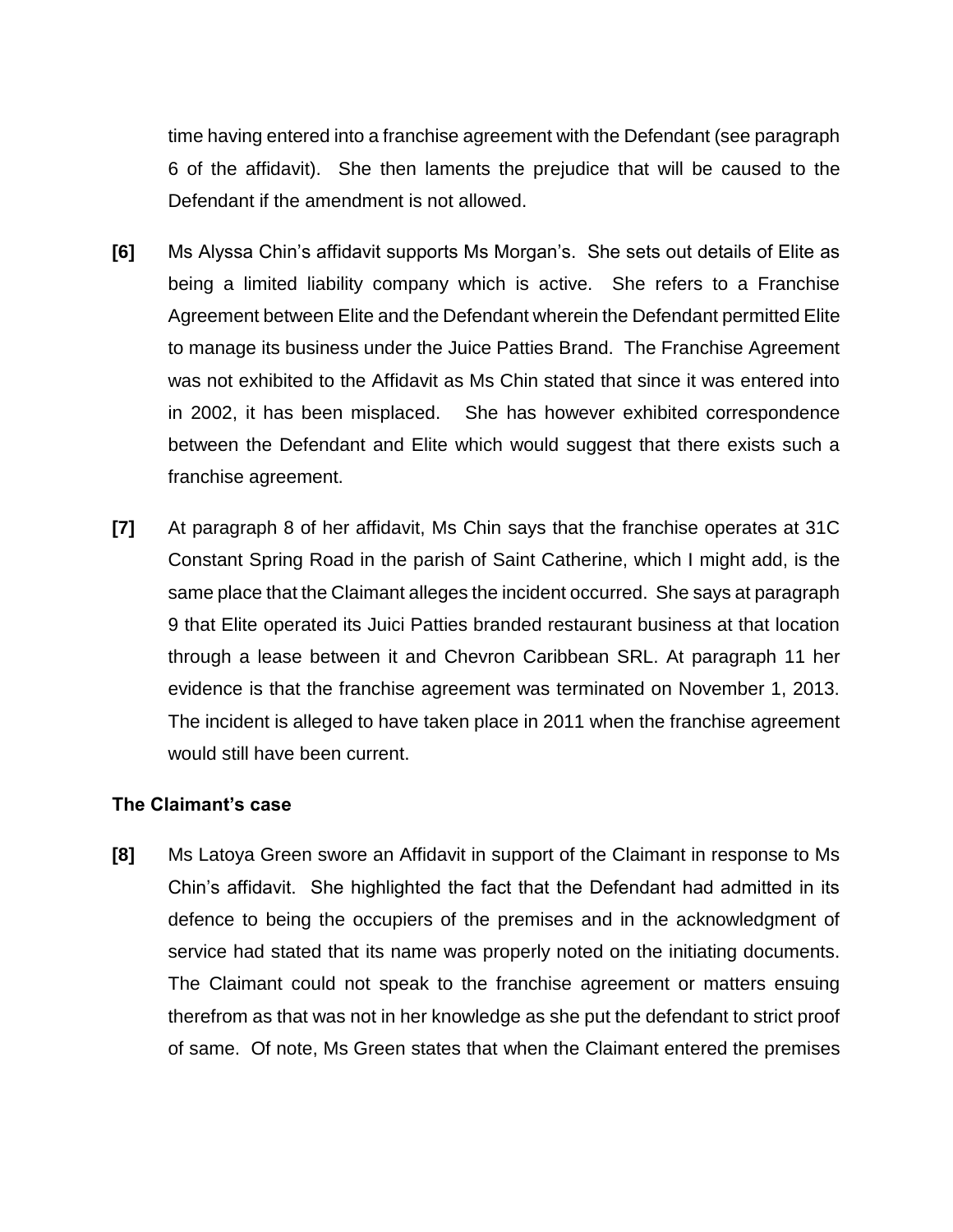time having entered into a franchise agreement with the Defendant (see paragraph 6 of the affidavit). She then laments the prejudice that will be caused to the Defendant if the amendment is not allowed.

**[6]** Ms Alyssa Chin's affidavit supports Ms Morgan's. She sets out details of Elite as being a limited liability company which is active. She refers to a Franchise Agreement between Elite and the Defendant wherein the Defendant permitted Elite to manage its business under the Juice Patties Brand. The Franchise Agreement was not exhibited to the Affidavit as Ms Chin stated that since it was entered into in 2002, it has been misplaced. She has however exhibited correspondence between the Defendant and Elite which would suggest that there exists such a franchise agreement.

**[7]** At paragraph 8 of her affidavit, Ms Chin says that the franchise operates at 31C Constant Spring Road in the parish of Saint Catherine, which I might add, is the same place that the Claimant alleges the incident occurred. She says at paragraph 9 that Elite operated its Juici Patties branded restaurant business at that location through a lease between it and Chevron Caribbean SRL. At paragraph 11 her evidence is that the franchise agreement was terminated on November 1, 2013. The incident is alleged to have taken place in 2011 when the franchise agreement would still have been current.

### The Claimant's case

**[8]** Ms Latoya Green swore an Affidavit in support of the Claimant in response to Ms Chin's affidavit. She highlighted the fact that the Defendant had admitted in its defence to being the occupiers of the premises and in the acknowledgment of service had stated that its name was properly noted on the initiating documents. The Claimant could not speak to the franchise agreement or matters ensuing therefrom as that was not in her knowledge as she put the defendant to strict proof of same. Of note, Ms Green states that when the Claimant entered the premises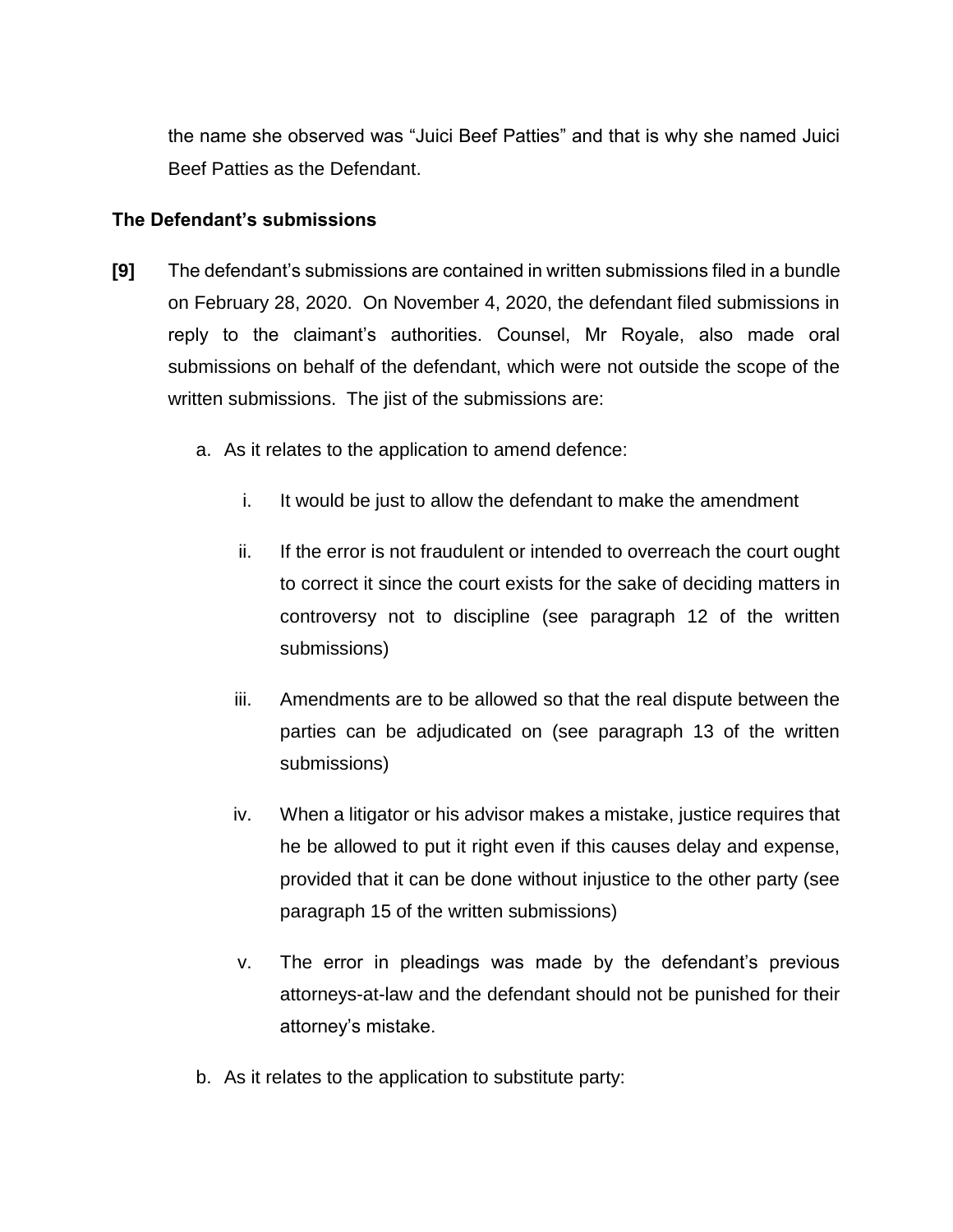the name she observed was "Juici Beef Patties" and that is why she named Juici Beef Patties as the Defendant.

**The Defendant's submissions**

**[9]** The defendant's submissions are contained in written submissions filed in a bundle on February 28, 2020. On November 4, 2020, the defendant filed submissions in reply to the claimant's authorities. Counsel, Mr Royale, also made oral submissions on behalf of the defendant, which were not outside the scope of the written submissions. The jist of the submissions are:

a. As it relates to the application to amend defence:

   i. It would be just to allow the defendant to make the amendment

   ii. If the error is not fraudulent or intended to overreach the court ought to correct it since the court exists for the sake of deciding matters in controversy not to discipline (see paragraph 12 of the written submissions)

   iii. Amendments are to be allowed so that the real dispute between the parties can be adjudicated on (see paragraph 13 of the written submissions)

   iv. When a litigator or his advisor makes a mistake, justice requires that he be allowed to put it right even if this causes delay and expense, provided that it can be done without injustice to the other party (see paragraph 15 of the written submissions)

   v. The error in pleadings was made by the defendant's previous attorneys-at-law and the defendant should not be punished for their attorney's mistake.

b. As it relates to the application to substitute party: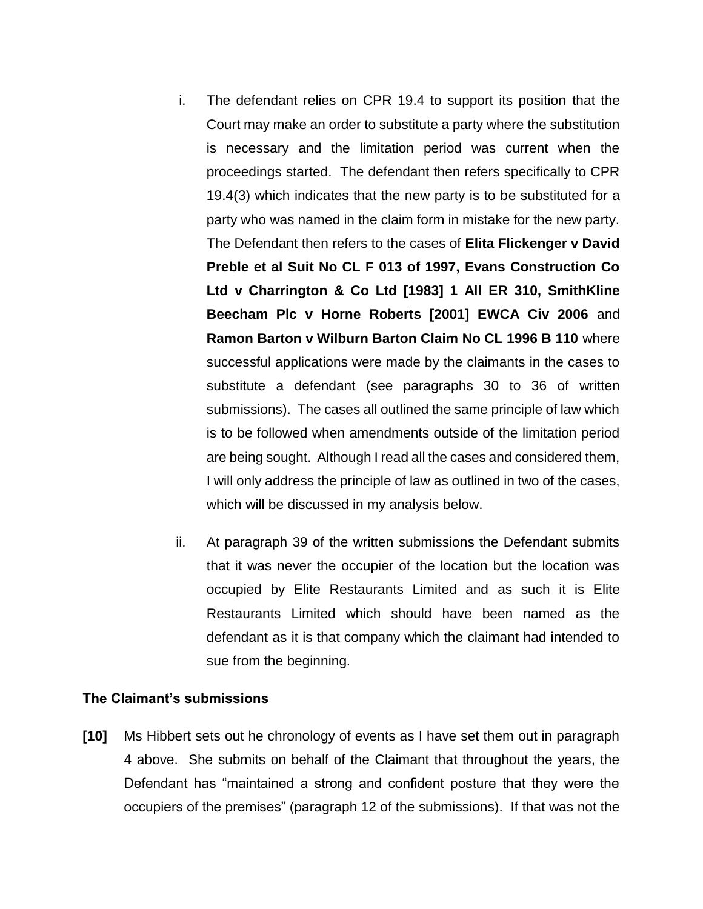i. The defendant relies on CPR 19.4 to support its position that the Court may make an order to substitute a party where the substitution is necessary and the limitation period was current when the proceedings started. The defendant then refers specifically to CPR 19.4(3) which indicates that the new party is to be substituted for a party who was named in the claim form in mistake for the new party. The Defendant then refers to the cases of **Elita Flickenger v David Preble et al Suit No CL F 013 of 1997, Evans Construction Co Ltd v Charrington & Co Ltd [1983] 1 All ER 310, SmithKline Beecham Plc v Horne Roberts [2001] EWCA Civ 2006** and **Ramon Barton v Wilburn Barton Claim No CL 1996 B 110** where successful applications were made by the claimants in the cases to substitute a defendant (see paragraphs 30 to 36 of written submissions). The cases all outlined the same principle of law which is to be followed when amendments outside of the limitation period are being sought. Although I read all the cases and considered them, I will only address the principle of law as outlined in two of the cases, which will be discussed in my analysis below.

ii. At paragraph 39 of the written submissions the Defendant submits that it was never the occupier of the location but the location was occupied by Elite Restaurants Limited and as such it is Elite Restaurants Limited which should have been named as the defendant as it is that company which the claimant had intended to sue from the beginning.

**The Claimant's submissions**

**[10]** Ms Hibbert sets out he chronology of events as I have set them out in paragraph 4 above. She submits on behalf of the Claimant that throughout the years, the Defendant has "maintained a strong and confident posture that they were the occupiers of the premises" (paragraph 12 of the submissions). If that was not the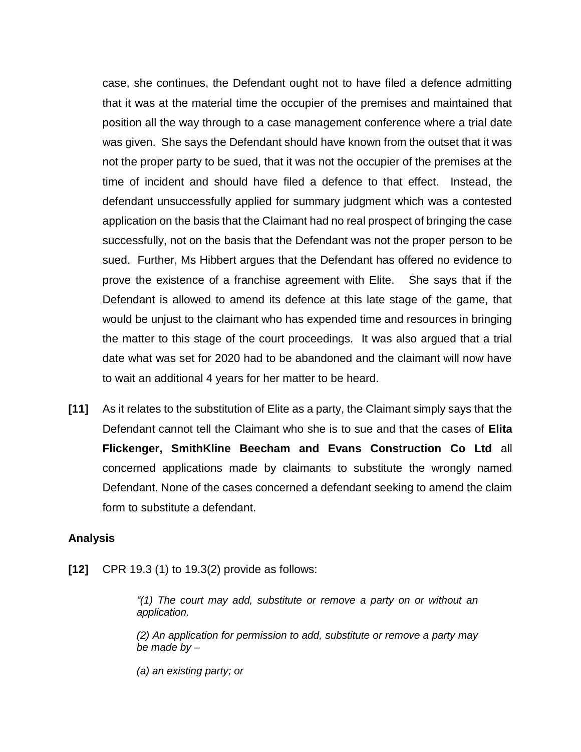case, she continues, the Defendant ought not to have filed a defence admitting that it was at the material time the occupier of the premises and maintained that position all the way through to a case management conference where a trial date was given. She says the Defendant should have known from the outset that it was not the proper party to be sued, that it was not the occupier of the premises at the time of incident and should have filed a defence to that effect. Instead, the defendant unsuccessfully applied for summary judgment which was a contested application on the basis that the Claimant had no real prospect of bringing the case successfully, not on the basis that the Defendant was not the proper person to be sued. Further, Ms Hibbert argues that the Defendant has offered no evidence to prove the existence of a franchise agreement with Elite. She says that if the Defendant is allowed to amend its defence at this late stage of the game, that would be unjust to the claimant who has expended time and resources in bringing the matter to this stage of the court proceedings. It was also argued that a trial date what was set for 2020 had to be abandoned and the claimant will now have to wait an additional 4 years for her matter to be heard.

**[11]** As it relates to the substitution of Elite as a party, the Claimant simply says that the Defendant cannot tell the Claimant who she is to sue and that the cases of **Elita Flickenger, SmithKline Beecham and Evans Construction Co Ltd** all concerned applications made by claimants to substitute the wrongly named Defendant. None of the cases concerned a defendant seeking to amend the claim form to substitute a defendant.

## Analysis

**[12]** CPR 19.3 (1) to 19.3(2) provide as follows:

> *"(1) The court may add, substitute or remove a party on or without an application.*
>
> *(2) An application for permission to add, substitute or remove a party may be made by –*
>
> *(a) an existing party; or*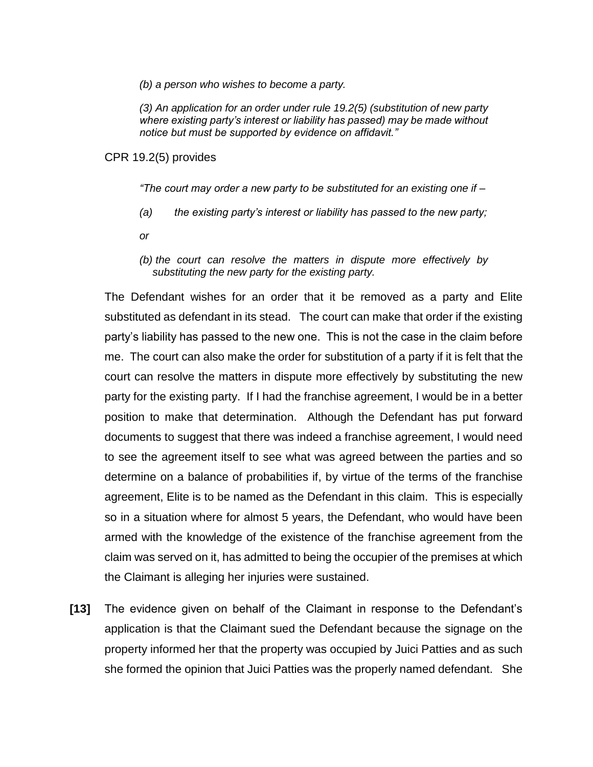*(b) a person who wishes to become a party.*

*(3) An application for an order under rule 19.2(5) (substitution of new party where existing party's interest or liability has passed) may be made without notice but must be supported by evidence on affidavit."*

CPR 19.2(5) provides

*"The court may order a new party to be substituted for an existing one if –*

*(a) the existing party's interest or liability has passed to the new party;*

*or*

*(b) the court can resolve the matters in dispute more effectively by substituting the new party for the existing party.*

The Defendant wishes for an order that it be removed as a party and Elite substituted as defendant in its stead. The court can make that order if the existing party's liability has passed to the new one. This is not the case in the claim before me. The court can also make the order for substitution of a party if it is felt that the court can resolve the matters in dispute more effectively by substituting the new party for the existing party. If I had the franchise agreement, I would be in a better position to make that determination. Although the Defendant has put forward documents to suggest that there was indeed a franchise agreement, I would need to see the agreement itself to see what was agreed between the parties and so determine on a balance of probabilities if, by virtue of the terms of the franchise agreement, Elite is to be named as the Defendant in this claim. This is especially so in a situation where for almost 5 years, the Defendant, who would have been armed with the knowledge of the existence of the franchise agreement from the claim was served on it, has admitted to being the occupier of the premises at which the Claimant is alleging her injuries were sustained.

**[13]** The evidence given on behalf of the Claimant in response to the Defendant's application is that the Claimant sued the Defendant because the signage on the property informed her that the property was occupied by Juici Patties and as such she formed the opinion that Juici Patties was the properly named defendant. She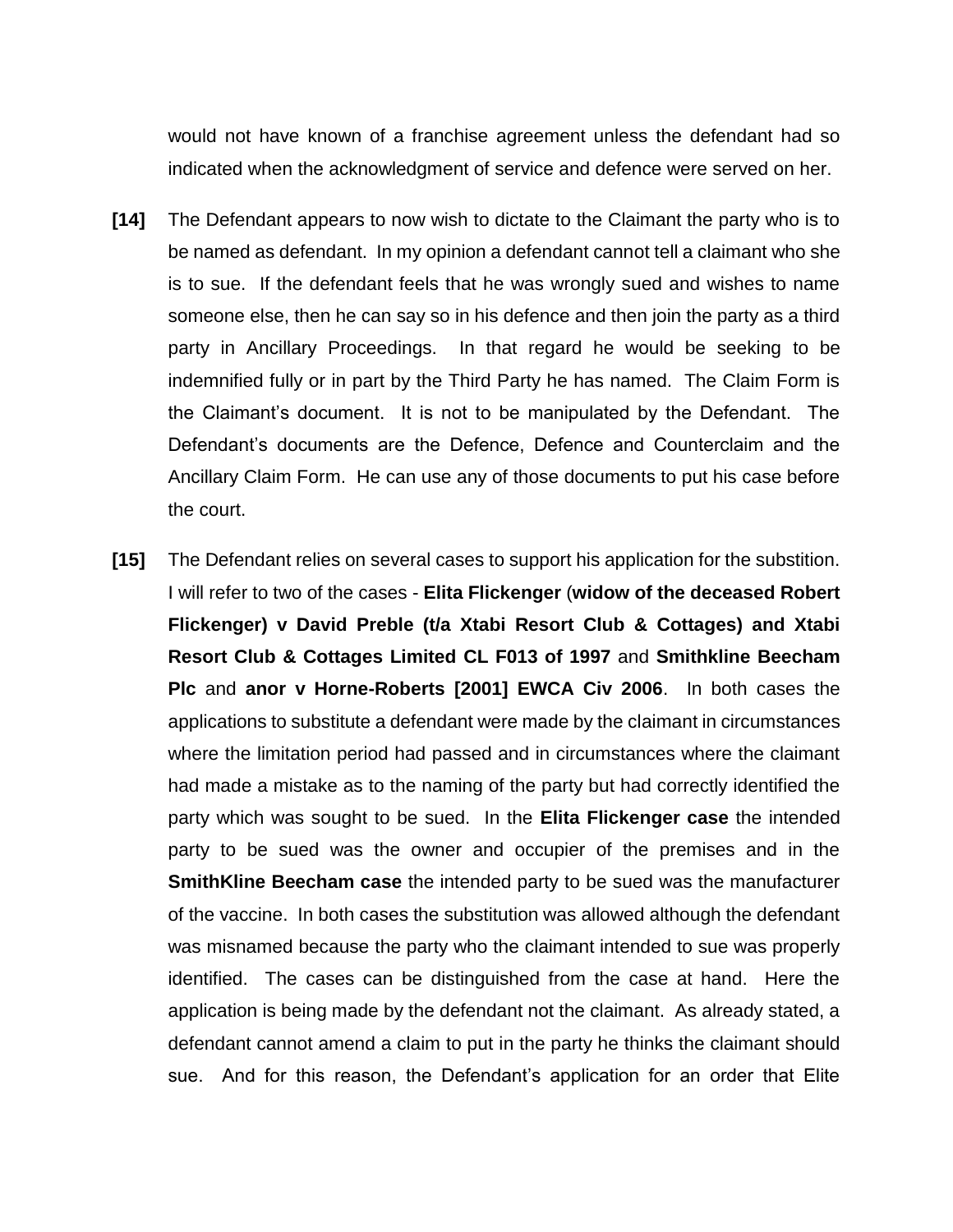would not have known of a franchise agreement unless the defendant had so indicated when the acknowledgment of service and defence were served on her.

**[14]** The Defendant appears to now wish to dictate to the Claimant the party who is to be named as defendant. In my opinion a defendant cannot tell a claimant who she is to sue. If the defendant feels that he was wrongly sued and wishes to name someone else, then he can say so in his defence and then join the party as a third party in Ancillary Proceedings. In that regard he would be seeking to be indemnified fully or in part by the Third Party he has named. The Claim Form is the Claimant's document. It is not to be manipulated by the Defendant. The Defendant's documents are the Defence, Defence and Counterclaim and the Ancillary Claim Form. He can use any of those documents to put his case before the court.

**[15]** The Defendant relies on several cases to support his application for the substition. I will refer to two of the cases - **Elita Flickenger** (**widow of the deceased Robert Flickenger) v David Preble (t/a Xtabi Resort Club & Cottages) and Xtabi Resort Club & Cottages Limited CL F013 of 1997** and **Smithkline Beecham Plc** and **anor v Horne-Roberts [2001] EWCA Civ 2006**. In both cases the applications to substitute a defendant were made by the claimant in circumstances where the limitation period had passed and in circumstances where the claimant had made a mistake as to the naming of the party but had correctly identified the party which was sought to be sued. In the **Elita Flickenger case** the intended party to be sued was the owner and occupier of the premises and in the **SmithKline Beecham case** the intended party to be sued was the manufacturer of the vaccine. In both cases the substitution was allowed although the defendant was misnamed because the party who the claimant intended to sue was properly identified. The cases can be distinguished from the case at hand. Here the application is being made by the defendant not the claimant. As already stated, a defendant cannot amend a claim to put in the party he thinks the claimant should sue. And for this reason, the Defendant's application for an order that Elite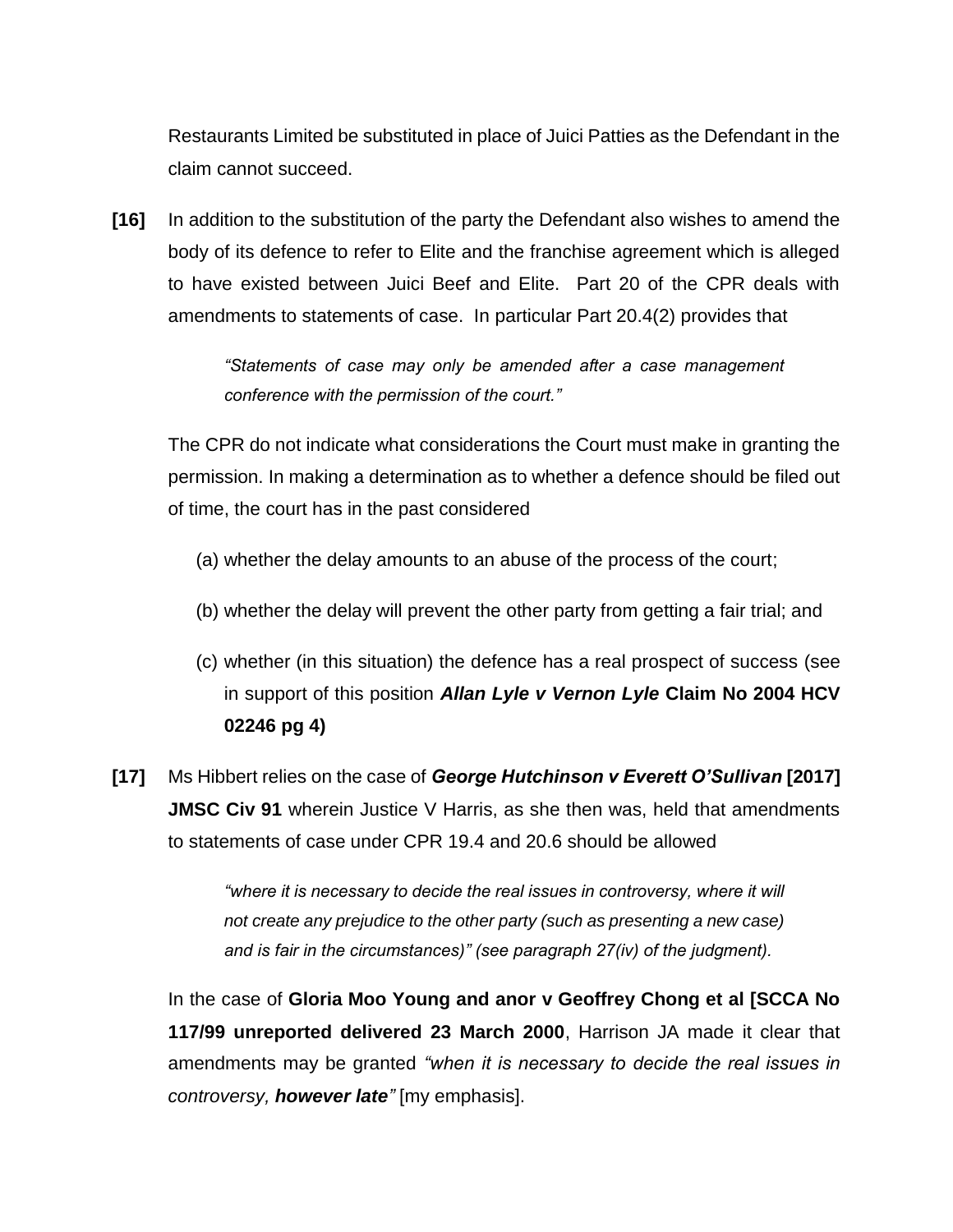Restaurants Limited be substituted in place of Juici Patties as the Defendant in the claim cannot succeed.

**[16]** In addition to the substitution of the party the Defendant also wishes to amend the body of its defence to refer to Elite and the franchise agreement which is alleged to have existed between Juici Beef and Elite. Part 20 of the CPR deals with amendments to statements of case. In particular Part 20.4(2) provides that

> *"Statements of case may only be amended after a case management conference with the permission of the court."*

The CPR do not indicate what considerations the Court must make in granting the permission. In making a determination as to whether a defence should be filed out of time, the court has in the past considered

(a) whether the delay amounts to an abuse of the process of the court;

(b) whether the delay will prevent the other party from getting a fair trial; and

(c) whether (in this situation) the defence has a real prospect of success (see in support of this position ***Allan Lyle v Vernon Lyle*** **Claim No 2004 HCV 02246 pg 4)**

**[17]** Ms Hibbert relies on the case of ***George Hutchinson v Everett O'Sullivan*** **[2017] JMSC Civ 91** wherein Justice V Harris, as she then was, held that amendments to statements of case under CPR 19.4 and 20.6 should be allowed

> *"where it is necessary to decide the real issues in controversy, where it will not create any prejudice to the other party (such as presenting a new case) and is fair in the circumstances)" (see paragraph 27(iv) of the judgment).*

In the case of **Gloria Moo Young and anor v Geoffrey Chong et al [SCCA No 117/99 unreported delivered 23 March 2000**, Harrison JA made it clear that amendments may be granted *"when it is necessary to decide the real issues in controversy, **however late**"* [my emphasis].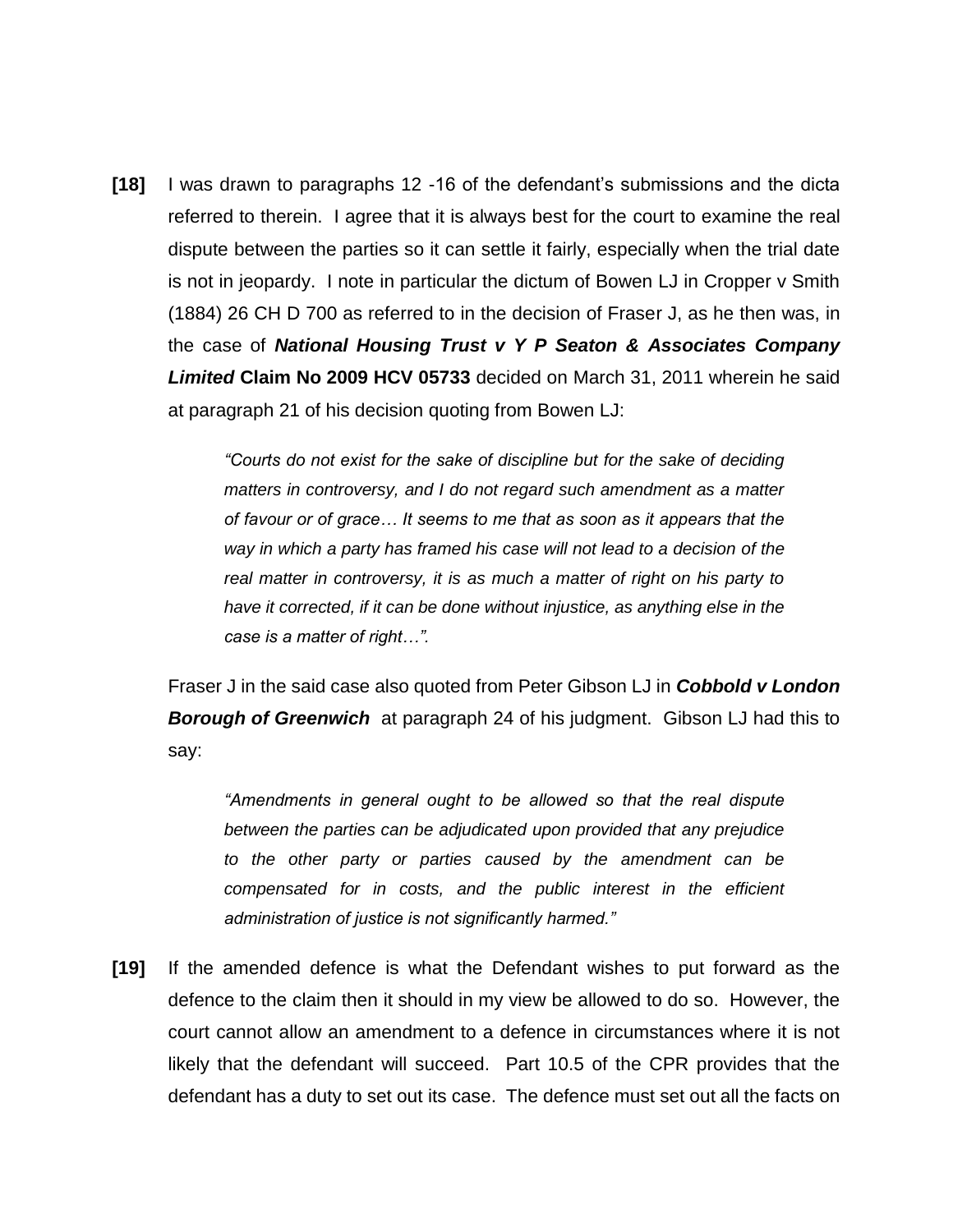**[18]** I was drawn to paragraphs 12 -16 of the defendant's submissions and the dicta referred to therein. I agree that it is always best for the court to examine the real dispute between the parties so it can settle it fairly, especially when the trial date is not in jeopardy. I note in particular the dictum of Bowen LJ in Cropper v Smith (1884) 26 CH D 700 as referred to in the decision of Fraser J, as he then was, in the case of ***National Housing Trust v Y P Seaton & Associates Company Limited*** **Claim No 2009 HCV 05733** decided on March 31, 2011 wherein he said at paragraph 21 of his decision quoting from Bowen LJ:

> *"Courts do not exist for the sake of discipline but for the sake of deciding matters in controversy, and I do not regard such amendment as a matter of favour or of grace… It seems to me that as soon as it appears that the way in which a party has framed his case will not lead to a decision of the real matter in controversy, it is as much a matter of right on his party to have it corrected, if it can be done without injustice, as anything else in the case is a matter of right…".*

Fraser J in the said case also quoted from Peter Gibson LJ in ***Cobbold v London Borough of Greenwich*** at paragraph 24 of his judgment. Gibson LJ had this to say:

> *"Amendments in general ought to be allowed so that the real dispute between the parties can be adjudicated upon provided that any prejudice to the other party or parties caused by the amendment can be compensated for in costs, and the public interest in the efficient administration of justice is not significantly harmed."*

**[19]** If the amended defence is what the Defendant wishes to put forward as the defence to the claim then it should in my view be allowed to do so. However, the court cannot allow an amendment to a defence in circumstances where it is not likely that the defendant will succeed. Part 10.5 of the CPR provides that the defendant has a duty to set out its case. The defence must set out all the facts on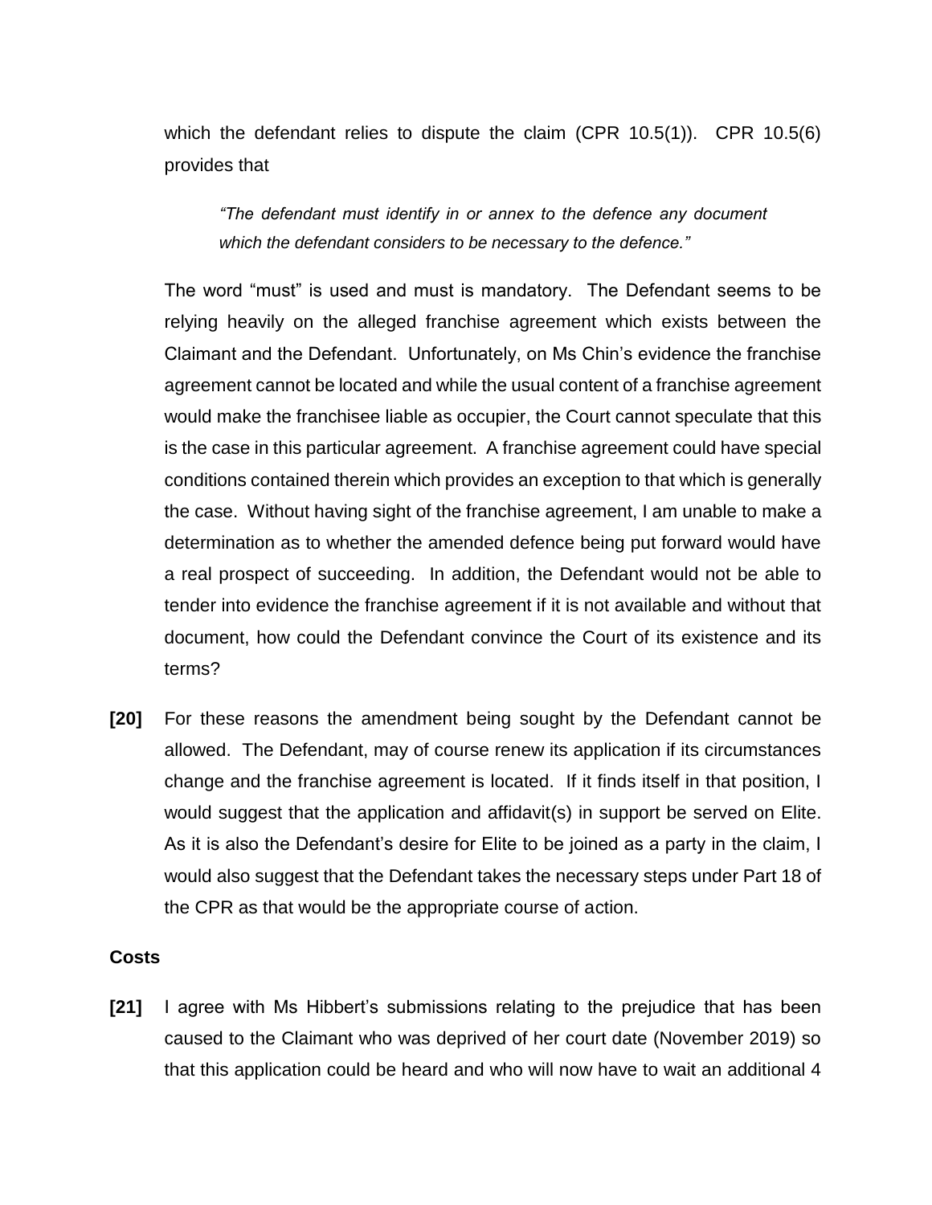which the defendant relies to dispute the claim (CPR 10.5(1)). CPR 10.5(6) provides that

> *"The defendant must identify in or annex to the defence any document which the defendant considers to be necessary to the defence."*

The word "must" is used and must is mandatory. The Defendant seems to be relying heavily on the alleged franchise agreement which exists between the Claimant and the Defendant. Unfortunately, on Ms Chin's evidence the franchise agreement cannot be located and while the usual content of a franchise agreement would make the franchisee liable as occupier, the Court cannot speculate that this is the case in this particular agreement. A franchise agreement could have special conditions contained therein which provides an exception to that which is generally the case. Without having sight of the franchise agreement, I am unable to make a determination as to whether the amended defence being put forward would have a real prospect of succeeding. In addition, the Defendant would not be able to tender into evidence the franchise agreement if it is not available and without that document, how could the Defendant convince the Court of its existence and its terms?

**[20]** For these reasons the amendment being sought by the Defendant cannot be allowed. The Defendant, may of course renew its application if its circumstances change and the franchise agreement is located. If it finds itself in that position, I would suggest that the application and affidavit(s) in support be served on Elite. As it is also the Defendant's desire for Elite to be joined as a party in the claim, I would also suggest that the Defendant takes the necessary steps under Part 18 of the CPR as that would be the appropriate course of action.

**Costs**

**[21]** I agree with Ms Hibbert's submissions relating to the prejudice that has been caused to the Claimant who was deprived of her court date (November 2019) so that this application could be heard and who will now have to wait an additional 4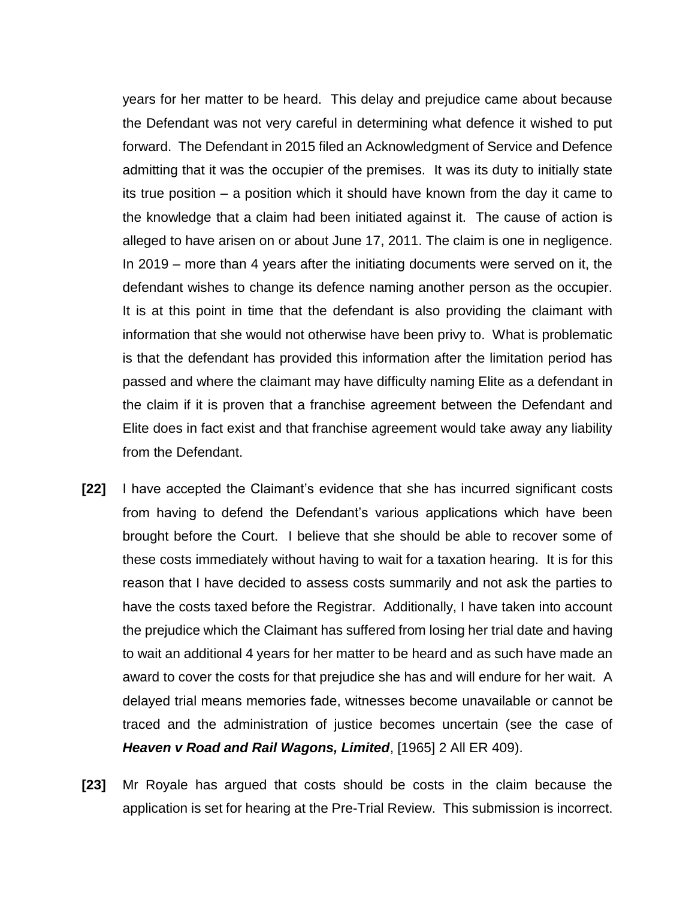years for her matter to be heard. This delay and prejudice came about because the Defendant was not very careful in determining what defence it wished to put forward. The Defendant in 2015 filed an Acknowledgment of Service and Defence admitting that it was the occupier of the premises. It was its duty to initially state its true position – a position which it should have known from the day it came to the knowledge that a claim had been initiated against it. The cause of action is alleged to have arisen on or about June 17, 2011. The claim is one in negligence. In 2019 – more than 4 years after the initiating documents were served on it, the defendant wishes to change its defence naming another person as the occupier. It is at this point in time that the defendant is also providing the claimant with information that she would not otherwise have been privy to. What is problematic is that the defendant has provided this information after the limitation period has passed and where the claimant may have difficulty naming Elite as a defendant in the claim if it is proven that a franchise agreement between the Defendant and Elite does in fact exist and that franchise agreement would take away any liability from the Defendant.

**[22]** I have accepted the Claimant's evidence that she has incurred significant costs from having to defend the Defendant's various applications which have been brought before the Court. I believe that she should be able to recover some of these costs immediately without having to wait for a taxation hearing. It is for this reason that I have decided to assess costs summarily and not ask the parties to have the costs taxed before the Registrar. Additionally, I have taken into account the prejudice which the Claimant has suffered from losing her trial date and having to wait an additional 4 years for her matter to be heard and as such have made an award to cover the costs for that prejudice she has and will endure for her wait. A delayed trial means memories fade, witnesses become unavailable or cannot be traced and the administration of justice becomes uncertain (see the case of ***Heaven v Road and Rail Wagons, Limited***, [1965] 2 All ER 409).

**[23]** Mr Royale has argued that costs should be costs in the claim because the application is set for hearing at the Pre-Trial Review. This submission is incorrect.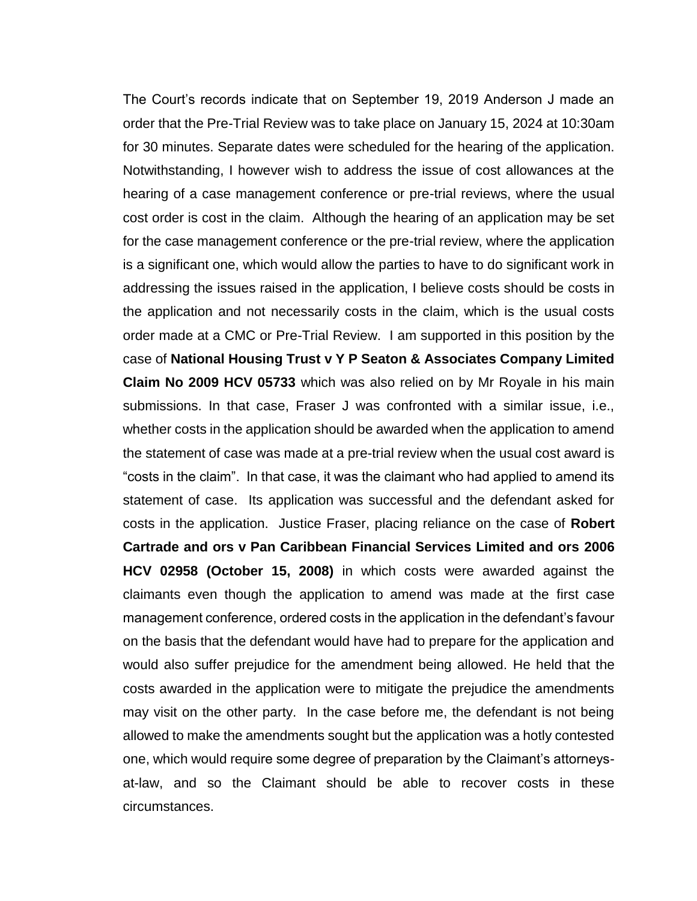The Court's records indicate that on September 19, 2019 Anderson J made an order that the Pre-Trial Review was to take place on January 15, 2024 at 10:30am for 30 minutes. Separate dates were scheduled for the hearing of the application. Notwithstanding, I however wish to address the issue of cost allowances at the hearing of a case management conference or pre-trial reviews, where the usual cost order is cost in the claim. Although the hearing of an application may be set for the case management conference or the pre-trial review, where the application is a significant one, which would allow the parties to have to do significant work in addressing the issues raised in the application, I believe costs should be costs in the application and not necessarily costs in the claim, which is the usual costs order made at a CMC or Pre-Trial Review. I am supported in this position by the case of **National Housing Trust v Y P Seaton & Associates Company Limited Claim No 2009 HCV 05733** which was also relied on by Mr Royale in his main submissions. In that case, Fraser J was confronted with a similar issue, i.e., whether costs in the application should be awarded when the application to amend the statement of case was made at a pre-trial review when the usual cost award is "costs in the claim". In that case, it was the claimant who had applied to amend its statement of case. Its application was successful and the defendant asked for costs in the application. Justice Fraser, placing reliance on the case of **Robert Cartrade and ors v Pan Caribbean Financial Services Limited and ors 2006 HCV 02958 (October 15, 2008)** in which costs were awarded against the claimants even though the application to amend was made at the first case management conference, ordered costs in the application in the defendant's favour on the basis that the defendant would have had to prepare for the application and would also suffer prejudice for the amendment being allowed. He held that the costs awarded in the application were to mitigate the prejudice the amendments may visit on the other party. In the case before me, the defendant is not being allowed to make the amendments sought but the application was a hotly contested one, which would require some degree of preparation by the Claimant's attorneys-at-law, and so the Claimant should be able to recover costs in these circumstances.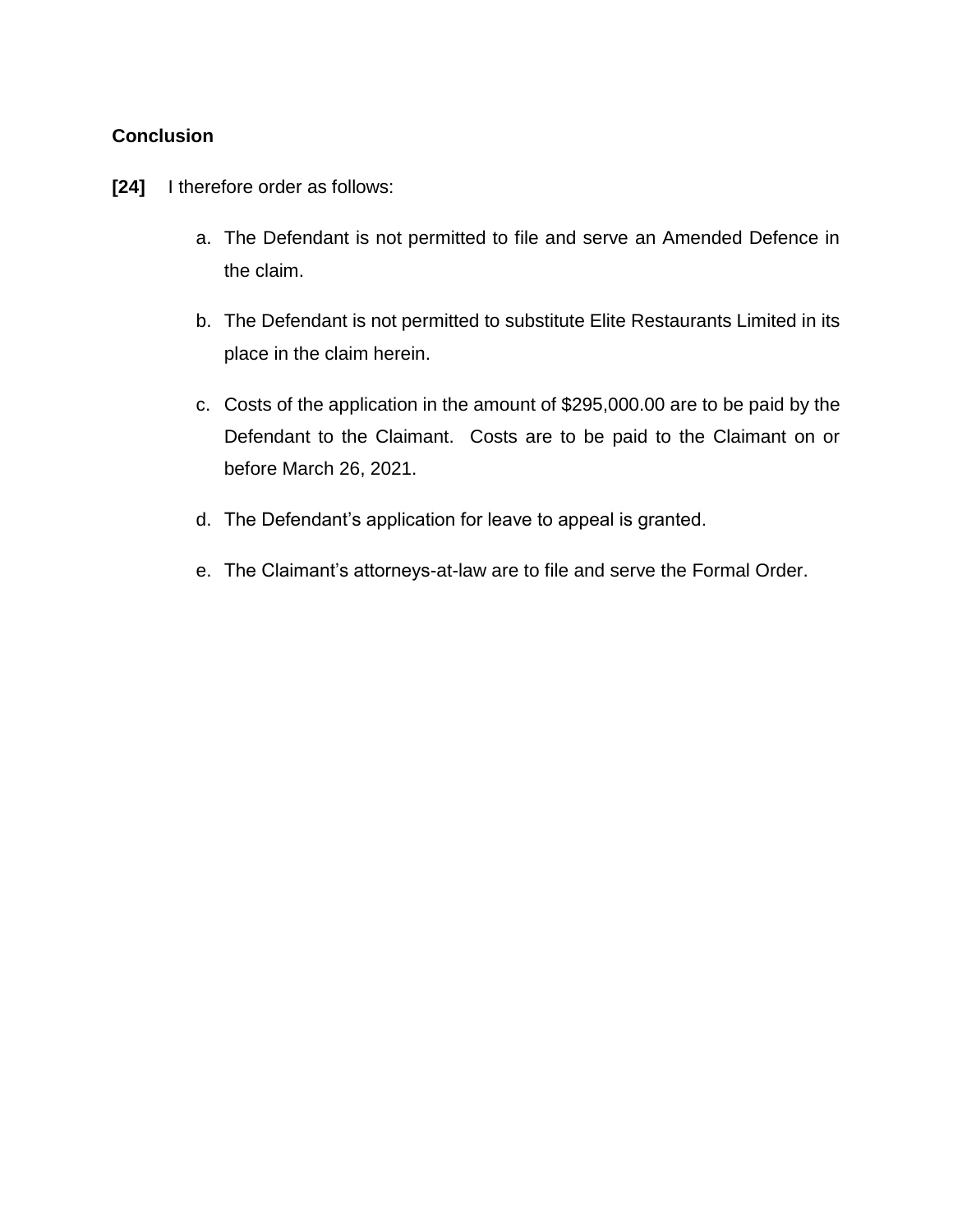**Conclusion**

**[24]** I therefore order as follows:

a. The Defendant is not permitted to file and serve an Amended Defence in the claim.

b. The Defendant is not permitted to substitute Elite Restaurants Limited in its place in the claim herein.

c. Costs of the application in the amount of $295,000.00 are to be paid by the Defendant to the Claimant. Costs are to be paid to the Claimant on or before March 26, 2021.

d. The Defendant's application for leave to appeal is granted.

e. The Claimant's attorneys-at-law are to file and serve the Formal Order.